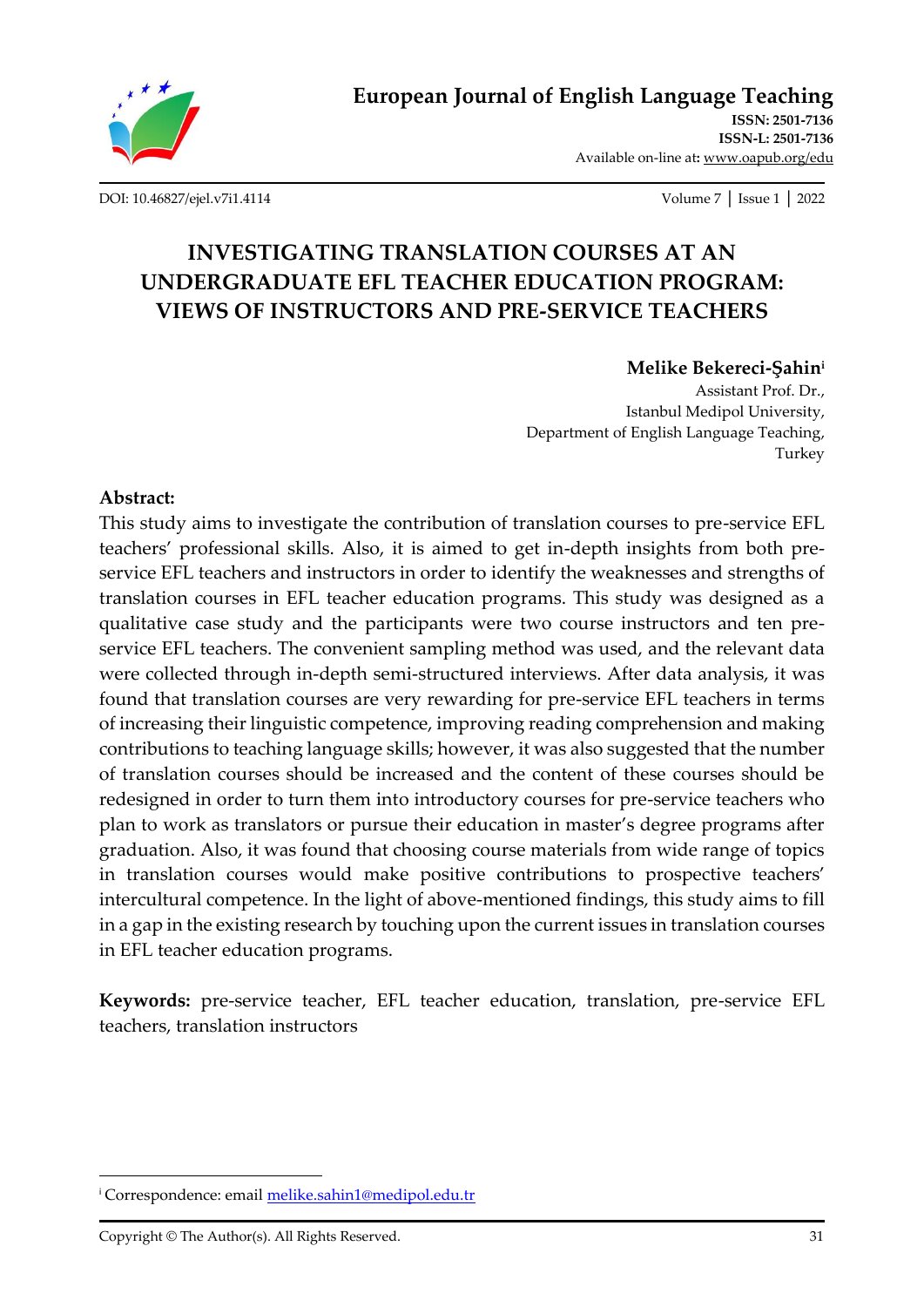# INVESTIGATING TRANSLATION COURSES AT AN UNDERGRADUATE EFL TEACHER EDUCATION PROGRAM: VIEWS OF INSTRUCTORS AND PRE-SERVICE TEACHERS

**Melike Bekereci-Şahin**[i]
Assistant Prof. Dr.,
Istanbul Medipol University,
Department of English Language Teaching,
Turkey

**Abstract:**

This study aims to investigate the contribution of translation courses to pre-service EFL teachers' professional skills. Also, it is aimed to get in-depth insights from both pre-service EFL teachers and instructors in order to identify the weaknesses and strengths of translation courses in EFL teacher education programs. This study was designed as a qualitative case study and the participants were two course instructors and ten pre-service EFL teachers. The convenient sampling method was used, and the relevant data were collected through in-depth semi-structured interviews. After data analysis, it was found that translation courses are very rewarding for pre-service EFL teachers in terms of increasing their linguistic competence, improving reading comprehension and making contributions to teaching language skills; however, it was also suggested that the number of translation courses should be increased and the content of these courses should be redesigned in order to turn them into introductory courses for pre-service teachers who plan to work as translators or pursue their education in master's degree programs after graduation. Also, it was found that choosing course materials from wide range of topics in translation courses would make positive contributions to prospective teachers' intercultural competence. In the light of above-mentioned findings, this study aims to fill in a gap in the existing research by touching upon the current issues in translation courses in EFL teacher education programs.

**Keywords:** pre-service teacher, EFL teacher education, translation, pre-service EFL teachers, translation instructors

---

[i] Correspondence: email melike.sahin1@medipol.edu.tr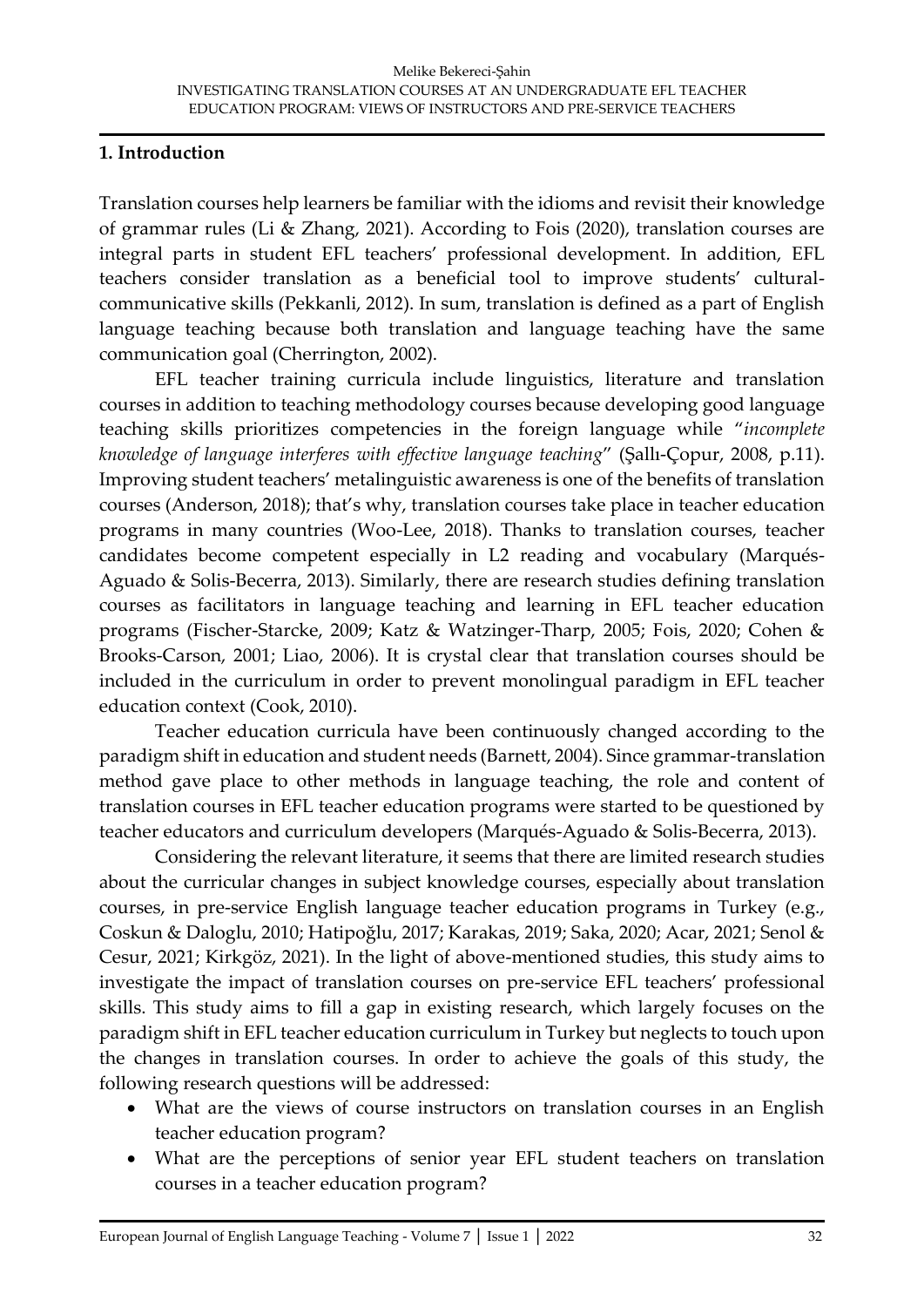## 1. Introduction

Translation courses help learners be familiar with the idioms and revisit their knowledge of grammar rules (Li & Zhang, 2021). According to Fois (2020), translation courses are integral parts in student EFL teachers' professional development. In addition, EFL teachers consider translation as a beneficial tool to improve students' cultural-communicative skills (Pekkanli, 2012). In sum, translation is defined as a part of English language teaching because both translation and language teaching have the same communication goal (Cherrington, 2002).

EFL teacher training curricula include linguistics, literature and translation courses in addition to teaching methodology courses because developing good language teaching skills prioritizes competencies in the foreign language while "*incomplete knowledge of language interferes with effective language teaching*" (Şallı-Çopur, 2008, p.11). Improving student teachers' metalinguistic awareness is one of the benefits of translation courses (Anderson, 2018); that's why, translation courses take place in teacher education programs in many countries (Woo-Lee, 2018). Thanks to translation courses, teacher candidates become competent especially in L2 reading and vocabulary (Marqués-Aguado & Solis-Becerra, 2013). Similarly, there are research studies defining translation courses as facilitators in language teaching and learning in EFL teacher education programs (Fischer-Starcke, 2009; Katz & Watzinger-Tharp, 2005; Fois, 2020; Cohen & Brooks-Carson, 2001; Liao, 2006). It is crystal clear that translation courses should be included in the curriculum in order to prevent monolingual paradigm in EFL teacher education context (Cook, 2010).

Teacher education curricula have been continuously changed according to the paradigm shift in education and student needs (Barnett, 2004). Since grammar-translation method gave place to other methods in language teaching, the role and content of translation courses in EFL teacher education programs were started to be questioned by teacher educators and curriculum developers (Marqués-Aguado & Solis-Becerra, 2013).

Considering the relevant literature, it seems that there are limited research studies about the curricular changes in subject knowledge courses, especially about translation courses, in pre-service English language teacher education programs in Turkey (e.g., Coskun & Daloglu, 2010; Hatipoğlu, 2017; Karakas, 2019; Saka, 2020; Acar, 2021; Senol & Cesur, 2021; Kirkgöz, 2021). In the light of above-mentioned studies, this study aims to investigate the impact of translation courses on pre-service EFL teachers' professional skills. This study aims to fill a gap in existing research, which largely focuses on the paradigm shift in EFL teacher education curriculum in Turkey but neglects to touch upon the changes in translation courses. In order to achieve the goals of this study, the following research questions will be addressed:

- What are the views of course instructors on translation courses in an English teacher education program?
- What are the perceptions of senior year EFL student teachers on translation courses in a teacher education program?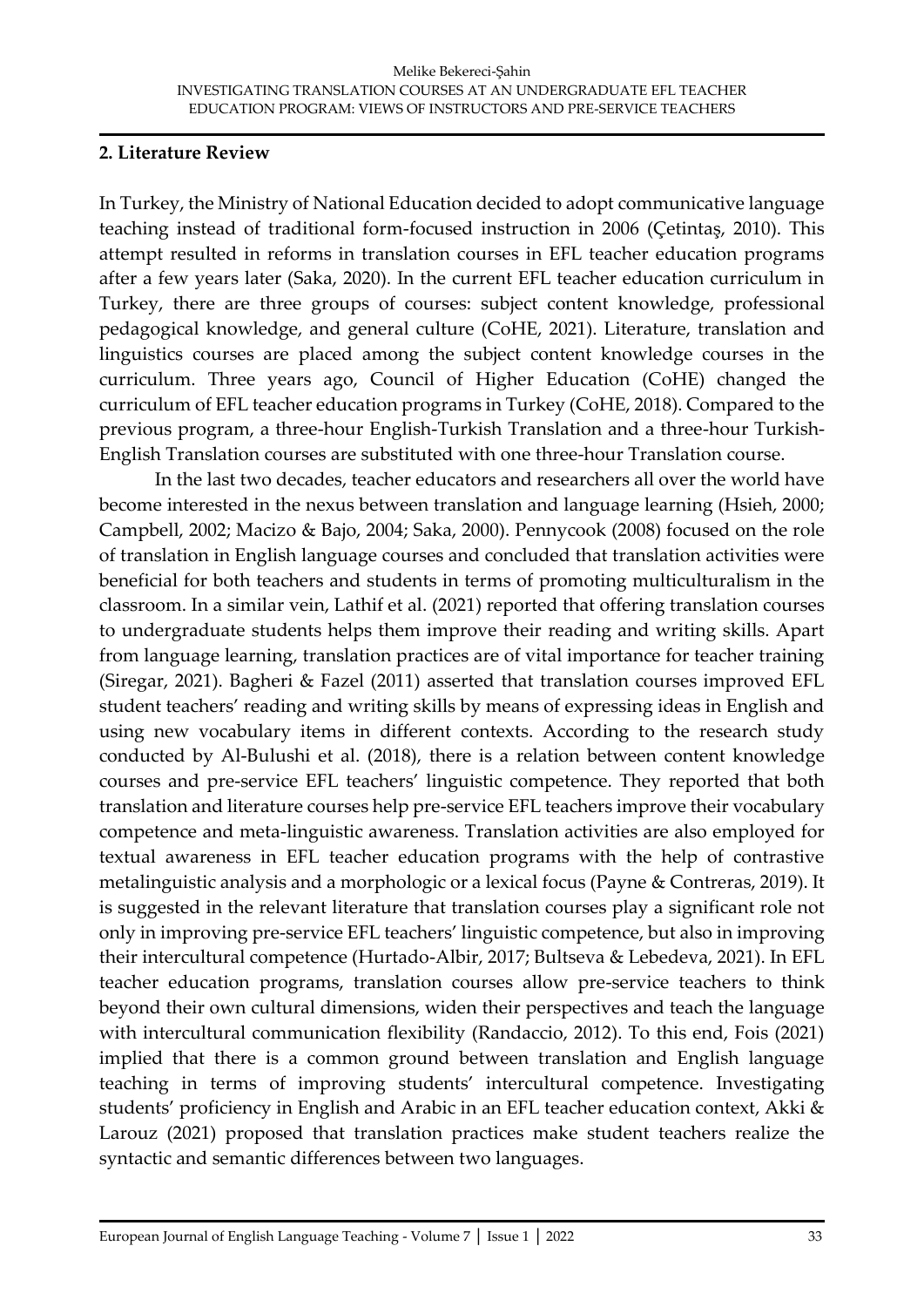## 2. Literature Review

In Turkey, the Ministry of National Education decided to adopt communicative language teaching instead of traditional form-focused instruction in 2006 (Çetintaş, 2010). This attempt resulted in reforms in translation courses in EFL teacher education programs after a few years later (Saka, 2020). In the current EFL teacher education curriculum in Turkey, there are three groups of courses: subject content knowledge, professional pedagogical knowledge, and general culture (CoHE, 2021). Literature, translation and linguistics courses are placed among the subject content knowledge courses in the curriculum. Three years ago, Council of Higher Education (CoHE) changed the curriculum of EFL teacher education programs in Turkey (CoHE, 2018). Compared to the previous program, a three-hour English-Turkish Translation and a three-hour Turkish-English Translation courses are substituted with one three-hour Translation course.

In the last two decades, teacher educators and researchers all over the world have become interested in the nexus between translation and language learning (Hsieh, 2000; Campbell, 2002; Macizo & Bajo, 2004; Saka, 2000). Pennycook (2008) focused on the role of translation in English language courses and concluded that translation activities were beneficial for both teachers and students in terms of promoting multiculturalism in the classroom. In a similar vein, Lathif et al. (2021) reported that offering translation courses to undergraduate students helps them improve their reading and writing skills. Apart from language learning, translation practices are of vital importance for teacher training (Siregar, 2021). Bagheri & Fazel (2011) asserted that translation courses improved EFL student teachers' reading and writing skills by means of expressing ideas in English and using new vocabulary items in different contexts. According to the research study conducted by Al-Bulushi et al. (2018), there is a relation between content knowledge courses and pre-service EFL teachers' linguistic competence. They reported that both translation and literature courses help pre-service EFL teachers improve their vocabulary competence and meta-linguistic awareness. Translation activities are also employed for textual awareness in EFL teacher education programs with the help of contrastive metalinguistic analysis and a morphologic or a lexical focus (Payne & Contreras, 2019). It is suggested in the relevant literature that translation courses play a significant role not only in improving pre-service EFL teachers' linguistic competence, but also in improving their intercultural competence (Hurtado-Albir, 2017; Bultseva & Lebedeva, 2021). In EFL teacher education programs, translation courses allow pre-service teachers to think beyond their own cultural dimensions, widen their perspectives and teach the language with intercultural communication flexibility (Randaccio, 2012). To this end, Fois (2021) implied that there is a common ground between translation and English language teaching in terms of improving students' intercultural competence. Investigating students' proficiency in English and Arabic in an EFL teacher education context, Akki & Larouz (2021) proposed that translation practices make student teachers realize the syntactic and semantic differences between two languages.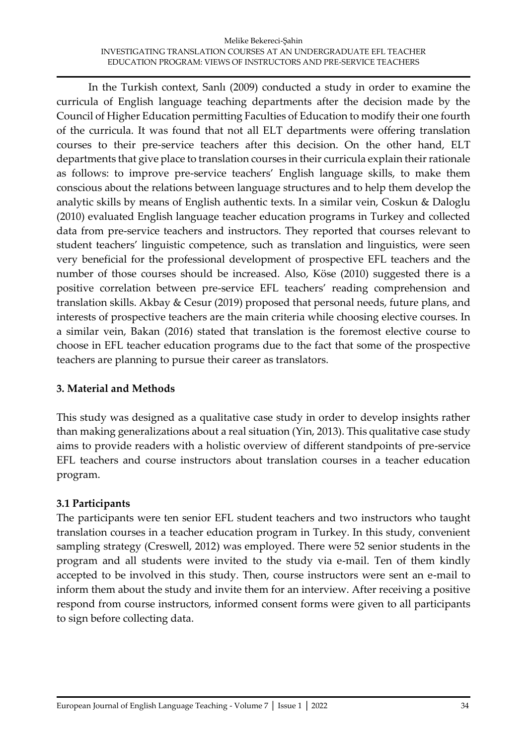In the Turkish context, Sanlı (2009) conducted a study in order to examine the curricula of English language teaching departments after the decision made by the Council of Higher Education permitting Faculties of Education to modify their one fourth of the curricula. It was found that not all ELT departments were offering translation courses to their pre-service teachers after this decision. On the other hand, ELT departments that give place to translation courses in their curricula explain their rationale as follows: to improve pre-service teachers' English language skills, to make them conscious about the relations between language structures and to help them develop the analytic skills by means of English authentic texts. In a similar vein, Coskun & Daloglu (2010) evaluated English language teacher education programs in Turkey and collected data from pre-service teachers and instructors. They reported that courses relevant to student teachers' linguistic competence, such as translation and linguistics, were seen very beneficial for the professional development of prospective EFL teachers and the number of those courses should be increased. Also, Köse (2010) suggested there is a positive correlation between pre-service EFL teachers' reading comprehension and translation skills. Akbay & Cesur (2019) proposed that personal needs, future plans, and interests of prospective teachers are the main criteria while choosing elective courses. In a similar vein, Bakan (2016) stated that translation is the foremost elective course to choose in EFL teacher education programs due to the fact that some of the prospective teachers are planning to pursue their career as translators.

## 3. Material and Methods

This study was designed as a qualitative case study in order to develop insights rather than making generalizations about a real situation (Yin, 2013). This qualitative case study aims to provide readers with a holistic overview of different standpoints of pre-service EFL teachers and course instructors about translation courses in a teacher education program.

### 3.1 Participants

The participants were ten senior EFL student teachers and two instructors who taught translation courses in a teacher education program in Turkey. In this study, convenient sampling strategy (Creswell, 2012) was employed. There were 52 senior students in the program and all students were invited to the study via e-mail. Ten of them kindly accepted to be involved in this study. Then, course instructors were sent an e-mail to inform them about the study and invite them for an interview. After receiving a positive respond from course instructors, informed consent forms were given to all participants to sign before collecting data.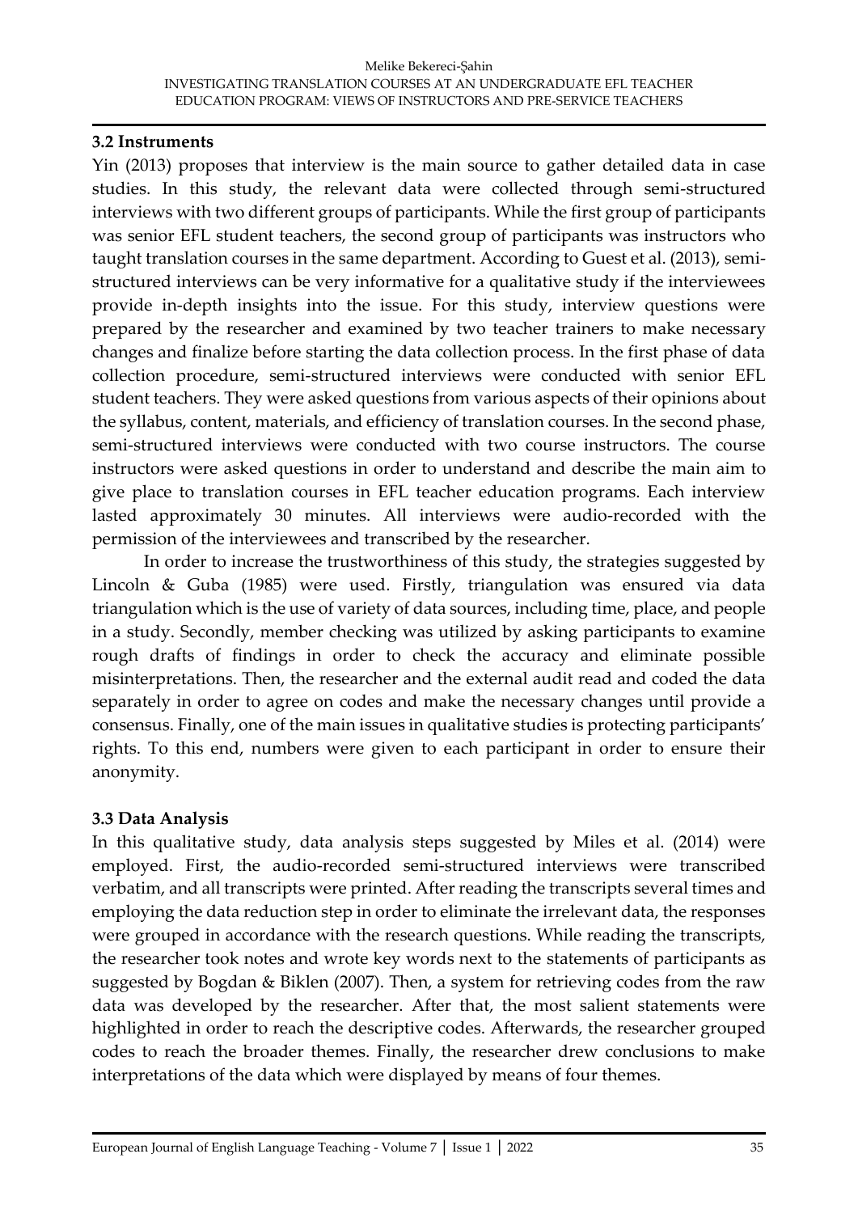### 3.2 Instruments

Yin (2013) proposes that interview is the main source to gather detailed data in case studies. In this study, the relevant data were collected through semi-structured interviews with two different groups of participants. While the first group of participants was senior EFL student teachers, the second group of participants was instructors who taught translation courses in the same department. According to Guest et al. (2013), semi-structured interviews can be very informative for a qualitative study if the interviewees provide in-depth insights into the issue. For this study, interview questions were prepared by the researcher and examined by two teacher trainers to make necessary changes and finalize before starting the data collection process. In the first phase of data collection procedure, semi-structured interviews were conducted with senior EFL student teachers. They were asked questions from various aspects of their opinions about the syllabus, content, materials, and efficiency of translation courses. In the second phase, semi-structured interviews were conducted with two course instructors. The course instructors were asked questions in order to understand and describe the main aim to give place to translation courses in EFL teacher education programs. Each interview lasted approximately 30 minutes. All interviews were audio-recorded with the permission of the interviewees and transcribed by the researcher.

In order to increase the trustworthiness of this study, the strategies suggested by Lincoln & Guba (1985) were used. Firstly, triangulation was ensured via data triangulation which is the use of variety of data sources, including time, place, and people in a study. Secondly, member checking was utilized by asking participants to examine rough drafts of findings in order to check the accuracy and eliminate possible misinterpretations. Then, the researcher and the external audit read and coded the data separately in order to agree on codes and make the necessary changes until provide a consensus. Finally, one of the main issues in qualitative studies is protecting participants' rights. To this end, numbers were given to each participant in order to ensure their anonymity.

### 3.3 Data Analysis

In this qualitative study, data analysis steps suggested by Miles et al. (2014) were employed. First, the audio-recorded semi-structured interviews were transcribed verbatim, and all transcripts were printed. After reading the transcripts several times and employing the data reduction step in order to eliminate the irrelevant data, the responses were grouped in accordance with the research questions. While reading the transcripts, the researcher took notes and wrote key words next to the statements of participants as suggested by Bogdan & Biklen (2007). Then, a system for retrieving codes from the raw data was developed by the researcher. After that, the most salient statements were highlighted in order to reach the descriptive codes. Afterwards, the researcher grouped codes to reach the broader themes. Finally, the researcher drew conclusions to make interpretations of the data which were displayed by means of four themes.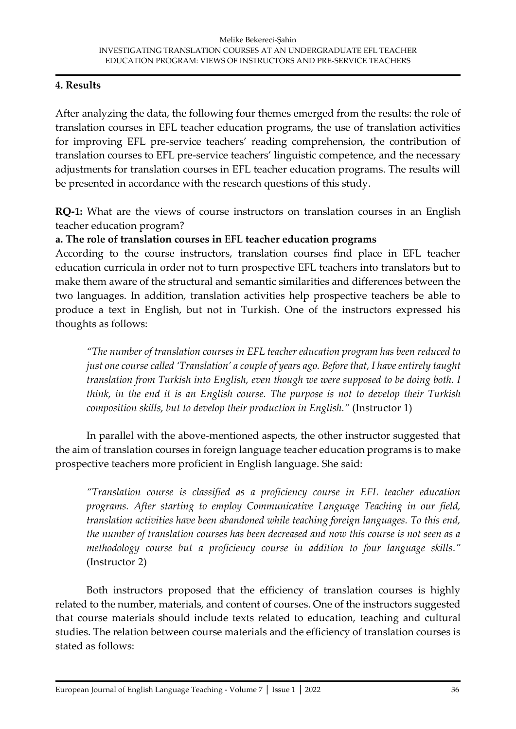## 4. Results

After analyzing the data, the following four themes emerged from the results: the role of translation courses in EFL teacher education programs, the use of translation activities for improving EFL pre-service teachers' reading comprehension, the contribution of translation courses to EFL pre-service teachers' linguistic competence, and the necessary adjustments for translation courses in EFL teacher education programs. The results will be presented in accordance with the research questions of this study.

**RQ-1:** What are the views of course instructors on translation courses in an English teacher education program?

**a. The role of translation courses in EFL teacher education programs**

According to the course instructors, translation courses find place in EFL teacher education curricula in order not to turn prospective EFL teachers into translators but to make them aware of the structural and semantic similarities and differences between the two languages. In addition, translation activities help prospective teachers be able to produce a text in English, but not in Turkish. One of the instructors expressed his thoughts as follows:

> *"The number of translation courses in EFL teacher education program has been reduced to just one course called 'Translation' a couple of years ago. Before that, I have entirely taught translation from Turkish into English, even though we were supposed to be doing both. I think, in the end it is an English course. The purpose is not to develop their Turkish composition skills, but to develop their production in English."* (Instructor 1)

In parallel with the above-mentioned aspects, the other instructor suggested that the aim of translation courses in foreign language teacher education programs is to make prospective teachers more proficient in English language. She said:

> *"Translation course is classified as a proficiency course in EFL teacher education programs. After starting to employ Communicative Language Teaching in our field, translation activities have been abandoned while teaching foreign languages. To this end, the number of translation courses has been decreased and now this course is not seen as a methodology course but a proficiency course in addition to four language skills."* (Instructor 2)

Both instructors proposed that the efficiency of translation courses is highly related to the number, materials, and content of courses. One of the instructors suggested that course materials should include texts related to education, teaching and cultural studies. The relation between course materials and the efficiency of translation courses is stated as follows: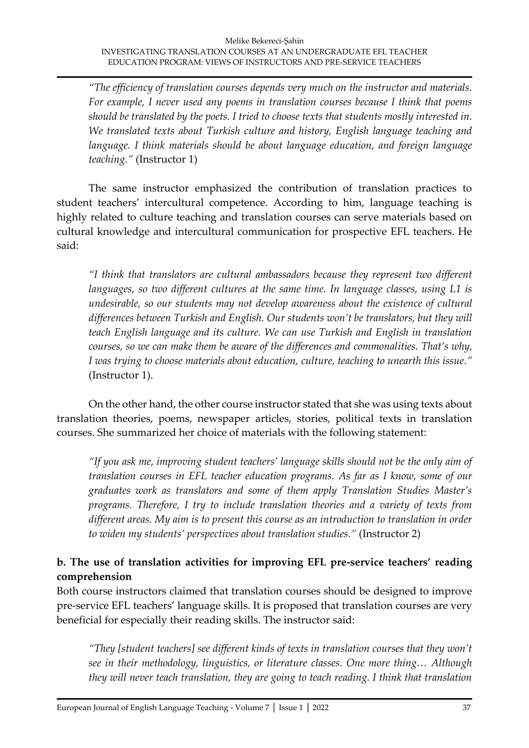*"The efficiency of translation courses depends very much on the instructor and materials. For example, I never used any poems in translation courses because I think that poems should be translated by the poets. I tried to choose texts that students mostly interested in. We translated texts about Turkish culture and history, English language teaching and language. I think materials should be about language education, and foreign language teaching."* (Instructor 1)

The same instructor emphasized the contribution of translation practices to student teachers' intercultural competence. According to him, language teaching is highly related to culture teaching and translation courses can serve materials based on cultural knowledge and intercultural communication for prospective EFL teachers. He said:

*"I think that translators are cultural ambassadors because they represent two different languages, so two different cultures at the same time. In language classes, using L1 is undesirable, so our students may not develop awareness about the existence of cultural differences between Turkish and English. Our students won't be translators, but they will teach English language and its culture. We can use Turkish and English in translation courses, so we can make them be aware of the differences and commonalities. That's why, I was trying to choose materials about education, culture, teaching to unearth this issue."* (Instructor 1).

On the other hand, the other course instructor stated that she was using texts about translation theories, poems, newspaper articles, stories, political texts in translation courses. She summarized her choice of materials with the following statement:

*"If you ask me, improving student teachers' language skills should not be the only aim of translation courses in EFL teacher education programs. As far as I know, some of our graduates work as translators and some of them apply Translation Studies Master's programs. Therefore, I try to include translation theories and a variety of texts from different areas. My aim is to present this course as an introduction to translation in order to widen my students' perspectives about translation studies."* (Instructor 2)

**b. The use of translation activities for improving EFL pre-service teachers' reading comprehension**

Both course instructors claimed that translation courses should be designed to improve pre-service EFL teachers' language skills. It is proposed that translation courses are very beneficial for especially their reading skills. The instructor said:

*"They [student teachers] see different kinds of texts in translation courses that they won't see in their methodology, linguistics, or literature classes. One more thing… Although they will never teach translation, they are going to teach reading. I think that translation*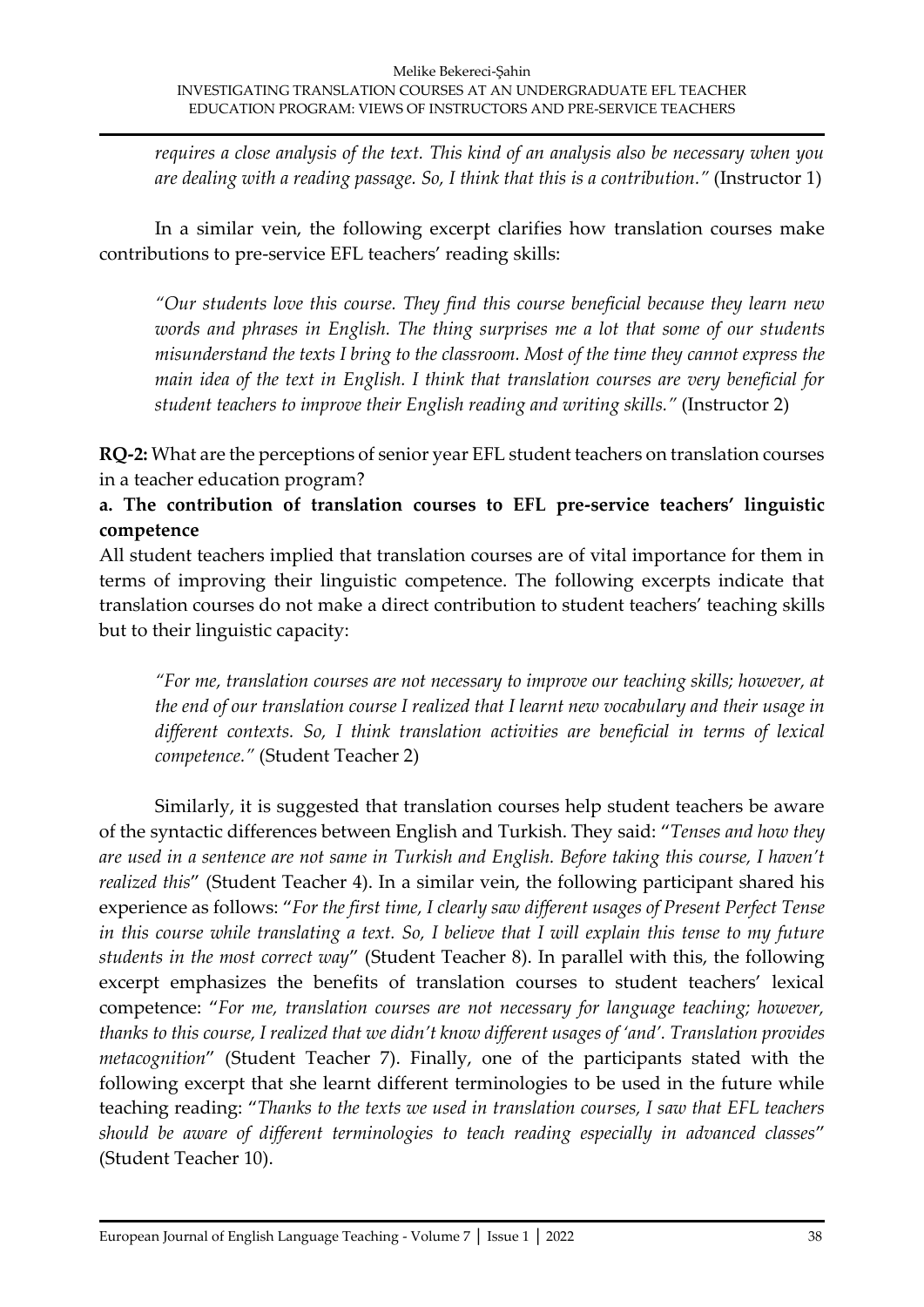*requires a close analysis of the text. This kind of an analysis also be necessary when you are dealing with a reading passage. So, I think that this is a contribution."* (Instructor 1)

In a similar vein, the following excerpt clarifies how translation courses make contributions to pre-service EFL teachers' reading skills:

> *"Our students love this course. They find this course beneficial because they learn new words and phrases in English. The thing surprises me a lot that some of our students misunderstand the texts I bring to the classroom. Most of the time they cannot express the main idea of the text in English. I think that translation courses are very beneficial for student teachers to improve their English reading and writing skills."* (Instructor 2)

**RQ-2:** What are the perceptions of senior year EFL student teachers on translation courses in a teacher education program?

**a. The contribution of translation courses to EFL pre-service teachers' linguistic competence**

All student teachers implied that translation courses are of vital importance for them in terms of improving their linguistic competence. The following excerpts indicate that translation courses do not make a direct contribution to student teachers' teaching skills but to their linguistic capacity:

> *"For me, translation courses are not necessary to improve our teaching skills; however, at the end of our translation course I realized that I learnt new vocabulary and their usage in different contexts. So, I think translation activities are beneficial in terms of lexical competence."* (Student Teacher 2)

Similarly, it is suggested that translation courses help student teachers be aware of the syntactic differences between English and Turkish. They said: "*Tenses and how they are used in a sentence are not same in Turkish and English. Before taking this course, I haven't realized this*" (Student Teacher 4). In a similar vein, the following participant shared his experience as follows: "*For the first time, I clearly saw different usages of Present Perfect Tense in this course while translating a text. So, I believe that I will explain this tense to my future students in the most correct way*" (Student Teacher 8). In parallel with this, the following excerpt emphasizes the benefits of translation courses to student teachers' lexical competence: "*For me, translation courses are not necessary for language teaching; however, thanks to this course, I realized that we didn't know different usages of 'and'. Translation provides metacognition*" (Student Teacher 7). Finally, one of the participants stated with the following excerpt that she learnt different terminologies to be used in the future while teaching reading: "*Thanks to the texts we used in translation courses, I saw that EFL teachers should be aware of different terminologies to teach reading especially in advanced classes*" (Student Teacher 10).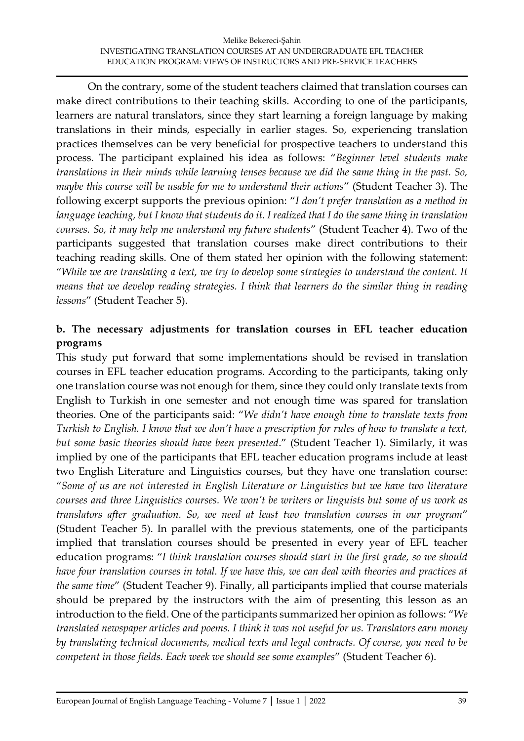On the contrary, some of the student teachers claimed that translation courses can make direct contributions to their teaching skills. According to one of the participants, learners are natural translators, since they start learning a foreign language by making translations in their minds, especially in earlier stages. So, experiencing translation practices themselves can be very beneficial for prospective teachers to understand this process. The participant explained his idea as follows: "*Beginner level students make translations in their minds while learning tenses because we did the same thing in the past. So, maybe this course will be usable for me to understand their actions*" (Student Teacher 3). The following excerpt supports the previous opinion: "*I don't prefer translation as a method in language teaching, but I know that students do it. I realized that I do the same thing in translation courses. So, it may help me understand my future students*" (Student Teacher 4). Two of the participants suggested that translation courses make direct contributions to their teaching reading skills. One of them stated her opinion with the following statement: "*While we are translating a text, we try to develop some strategies to understand the content. It means that we develop reading strategies. I think that learners do the similar thing in reading lessons*" (Student Teacher 5).

### b. The necessary adjustments for translation courses in EFL teacher education programs

This study put forward that some implementations should be revised in translation courses in EFL teacher education programs. According to the participants, taking only one translation course was not enough for them, since they could only translate texts from English to Turkish in one semester and not enough time was spared for translation theories. One of the participants said: "*We didn't have enough time to translate texts from Turkish to English. I know that we don't have a prescription for rules of how to translate a text, but some basic theories should have been presented*." (Student Teacher 1). Similarly, it was implied by one of the participants that EFL teacher education programs include at least two English Literature and Linguistics courses, but they have one translation course: "*Some of us are not interested in English Literature or Linguistics but we have two literature courses and three Linguistics courses. We won't be writers or linguists but some of us work as translators after graduation. So, we need at least two translation courses in our program*" (Student Teacher 5). In parallel with the previous statements, one of the participants implied that translation courses should be presented in every year of EFL teacher education programs: "*I think translation courses should start in the first grade, so we should have four translation courses in total. If we have this, we can deal with theories and practices at the same time*" (Student Teacher 9). Finally, all participants implied that course materials should be prepared by the instructors with the aim of presenting this lesson as an introduction to the field. One of the participants summarized her opinion as follows: "*We translated newspaper articles and poems. I think it was not useful for us. Translators earn money by translating technical documents, medical texts and legal contracts. Of course, you need to be competent in those fields. Each week we should see some examples*" (Student Teacher 6).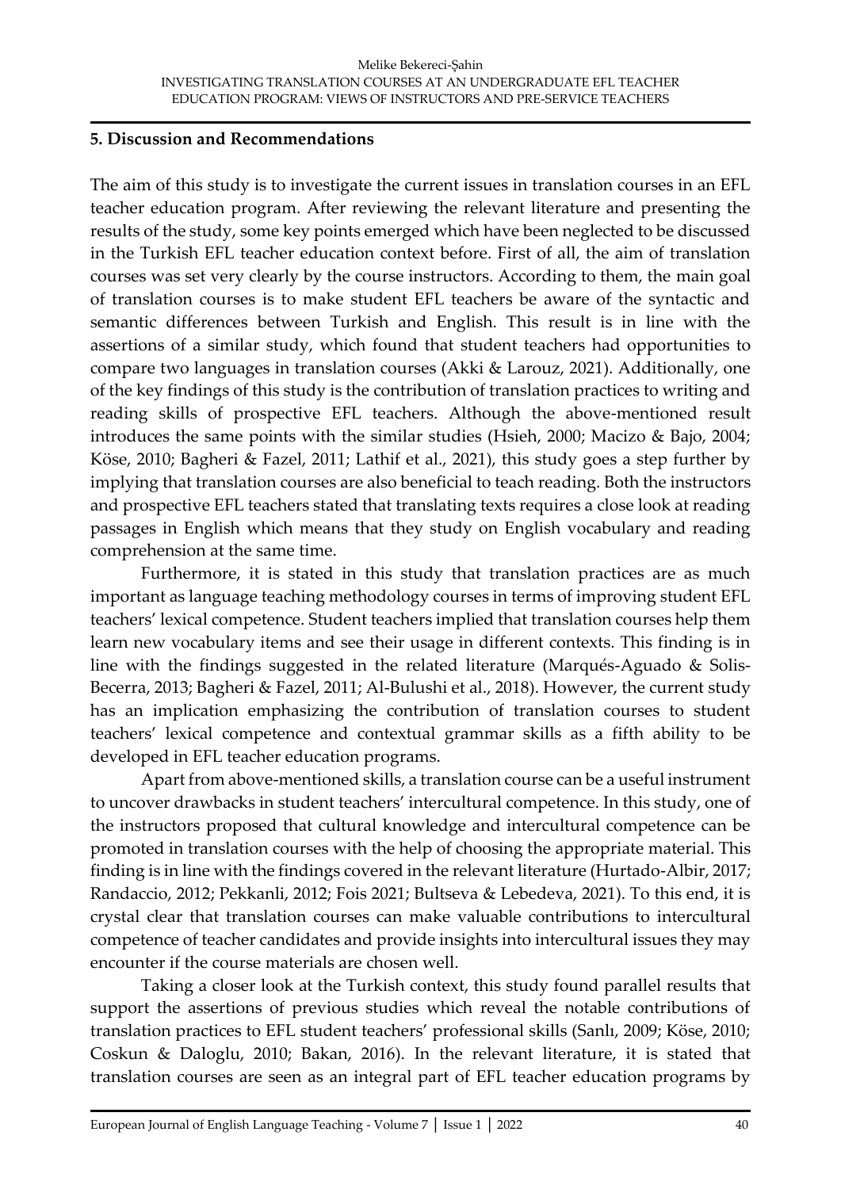## 5. Discussion and Recommendations

The aim of this study is to investigate the current issues in translation courses in an EFL teacher education program. After reviewing the relevant literature and presenting the results of the study, some key points emerged which have been neglected to be discussed in the Turkish EFL teacher education context before. First of all, the aim of translation courses was set very clearly by the course instructors. According to them, the main goal of translation courses is to make student EFL teachers be aware of the syntactic and semantic differences between Turkish and English. This result is in line with the assertions of a similar study, which found that student teachers had opportunities to compare two languages in translation courses (Akki & Larouz, 2021). Additionally, one of the key findings of this study is the contribution of translation practices to writing and reading skills of prospective EFL teachers. Although the above-mentioned result introduces the same points with the similar studies (Hsieh, 2000; Macizo & Bajo, 2004; Köse, 2010; Bagheri & Fazel, 2011; Lathif et al., 2021), this study goes a step further by implying that translation courses are also beneficial to teach reading. Both the instructors and prospective EFL teachers stated that translating texts requires a close look at reading passages in English which means that they study on English vocabulary and reading comprehension at the same time.

Furthermore, it is stated in this study that translation practices are as much important as language teaching methodology courses in terms of improving student EFL teachers' lexical competence. Student teachers implied that translation courses help them learn new vocabulary items and see their usage in different contexts. This finding is in line with the findings suggested in the related literature (Marqués-Aguado & Solis-Becerra, 2013; Bagheri & Fazel, 2011; Al-Bulushi et al., 2018). However, the current study has an implication emphasizing the contribution of translation courses to student teachers' lexical competence and contextual grammar skills as a fifth ability to be developed in EFL teacher education programs.

Apart from above-mentioned skills, a translation course can be a useful instrument to uncover drawbacks in student teachers' intercultural competence. In this study, one of the instructors proposed that cultural knowledge and intercultural competence can be promoted in translation courses with the help of choosing the appropriate material. This finding is in line with the findings covered in the relevant literature (Hurtado-Albir, 2017; Randaccio, 2012; Pekkanli, 2012; Fois 2021; Bultseva & Lebedeva, 2021). To this end, it is crystal clear that translation courses can make valuable contributions to intercultural competence of teacher candidates and provide insights into intercultural issues they may encounter if the course materials are chosen well.

Taking a closer look at the Turkish context, this study found parallel results that support the assertions of previous studies which reveal the notable contributions of translation practices to EFL student teachers' professional skills (Sanlı, 2009; Köse, 2010; Coskun & Daloglu, 2010; Bakan, 2016). In the relevant literature, it is stated that translation courses are seen as an integral part of EFL teacher education programs by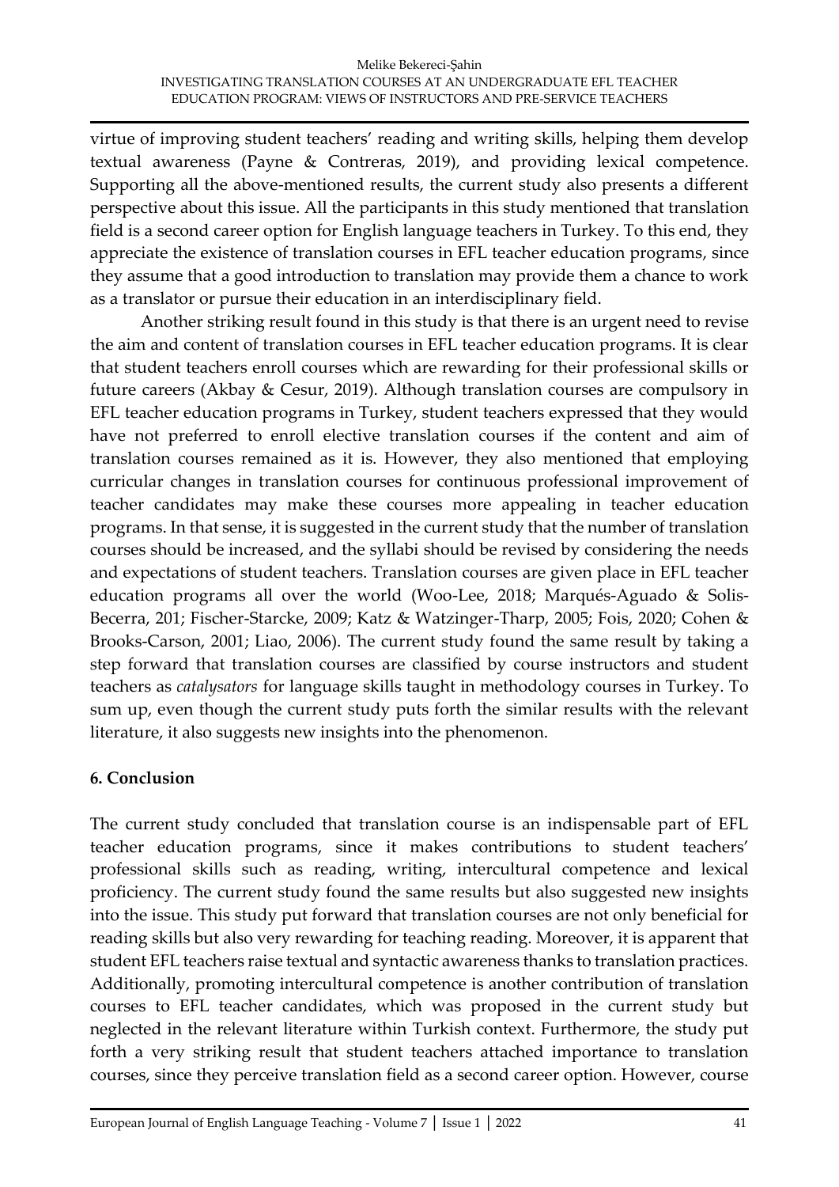virtue of improving student teachers' reading and writing skills, helping them develop textual awareness (Payne & Contreras, 2019), and providing lexical competence. Supporting all the above-mentioned results, the current study also presents a different perspective about this issue. All the participants in this study mentioned that translation field is a second career option for English language teachers in Turkey. To this end, they appreciate the existence of translation courses in EFL teacher education programs, since they assume that a good introduction to translation may provide them a chance to work as a translator or pursue their education in an interdisciplinary field.

Another striking result found in this study is that there is an urgent need to revise the aim and content of translation courses in EFL teacher education programs. It is clear that student teachers enroll courses which are rewarding for their professional skills or future careers (Akbay & Cesur, 2019). Although translation courses are compulsory in EFL teacher education programs in Turkey, student teachers expressed that they would have not preferred to enroll elective translation courses if the content and aim of translation courses remained as it is. However, they also mentioned that employing curricular changes in translation courses for continuous professional improvement of teacher candidates may make these courses more appealing in teacher education programs. In that sense, it is suggested in the current study that the number of translation courses should be increased, and the syllabi should be revised by considering the needs and expectations of student teachers. Translation courses are given place in EFL teacher education programs all over the world (Woo-Lee, 2018; Marqués-Aguado & Solis-Becerra, 201; Fischer-Starcke, 2009; Katz & Watzinger-Tharp, 2005; Fois, 2020; Cohen & Brooks-Carson, 2001; Liao, 2006). The current study found the same result by taking a step forward that translation courses are classified by course instructors and student teachers as *catalysators* for language skills taught in methodology courses in Turkey. To sum up, even though the current study puts forth the similar results with the relevant literature, it also suggests new insights into the phenomenon.

## 6. Conclusion

The current study concluded that translation course is an indispensable part of EFL teacher education programs, since it makes contributions to student teachers' professional skills such as reading, writing, intercultural competence and lexical proficiency. The current study found the same results but also suggested new insights into the issue. This study put forward that translation courses are not only beneficial for reading skills but also very rewarding for teaching reading. Moreover, it is apparent that student EFL teachers raise textual and syntactic awareness thanks to translation practices. Additionally, promoting intercultural competence is another contribution of translation courses to EFL teacher candidates, which was proposed in the current study but neglected in the relevant literature within Turkish context. Furthermore, the study put forth a very striking result that student teachers attached importance to translation courses, since they perceive translation field as a second career option. However, course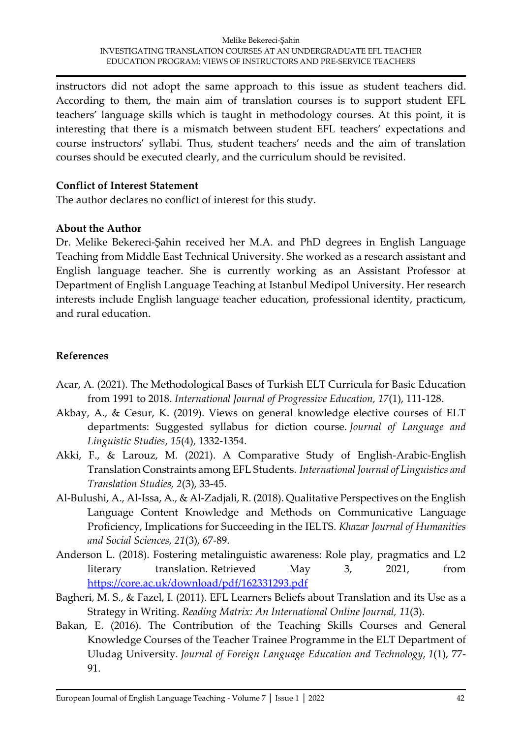instructors did not adopt the same approach to this issue as student teachers did. According to them, the main aim of translation courses is to support student EFL teachers' language skills which is taught in methodology courses. At this point, it is interesting that there is a mismatch between student EFL teachers' expectations and course instructors' syllabi. Thus, student teachers' needs and the aim of translation courses should be executed clearly, and the curriculum should be revisited.

### Conflict of Interest Statement

The author declares no conflict of interest for this study.

### About the Author

Dr. Melike Bekereci-Şahin received her M.A. and PhD degrees in English Language Teaching from Middle East Technical University. She worked as a research assistant and English language teacher. She is currently working as an Assistant Professor at Department of English Language Teaching at Istanbul Medipol University. Her research interests include English language teacher education, professional identity, practicum, and rural education.

## References

Acar, A. (2021). The Methodological Bases of Turkish ELT Curricula for Basic Education from 1991 to 2018. *International Journal of Progressive Education*, *17*(1), 111-128.

Akbay, A., & Cesur, K. (2019). Views on general knowledge elective courses of ELT departments: Suggested syllabus for diction course. *Journal of Language and Linguistic Studies*, *15*(4), 1332-1354.

Akki, F., & Larouz, M. (2021). A Comparative Study of English-Arabic-English Translation Constraints among EFL Students. *International Journal of Linguistics and Translation Studies, 2*(3), 33-45.

Al-Bulushi, A., Al-Issa, A., & Al-Zadjali, R. (2018). Qualitative Perspectives on the English Language Content Knowledge and Methods on Communicative Language Proficiency, Implications for Succeeding in the IELTS. *Khazar Journal of Humanities and Social Sciences*, *21*(3), 67-89.

Anderson L. (2018). Fostering metalinguistic awareness: Role play, pragmatics and L2 literary translation. Retrieved May 3, 2021, from https://core.ac.uk/download/pdf/162331293.pdf

Bagheri, M. S., & Fazel, I. (2011). EFL Learners Beliefs about Translation and its Use as a Strategy in Writing. *Reading Matrix: An International Online Journal, 11*(3).

Bakan, E. (2016). The Contribution of the Teaching Skills Courses and General Knowledge Courses of the Teacher Trainee Programme in the ELT Department of Uludag University. *Journal of Foreign Language Education and Technology*, *1*(1), 77-91.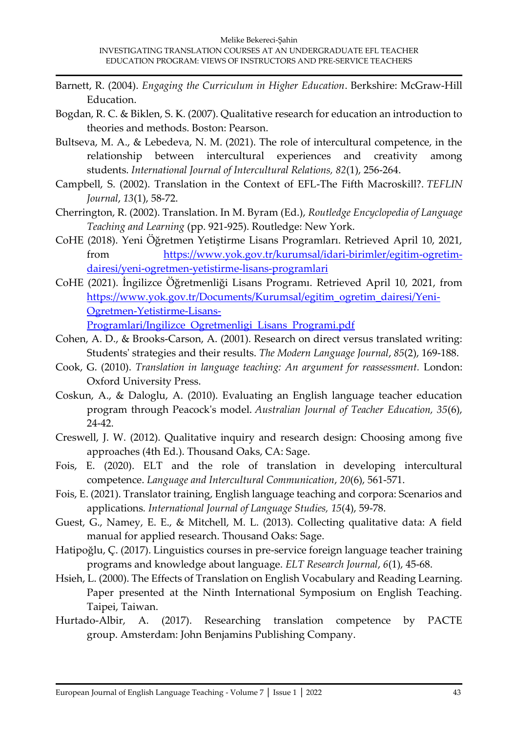Barnett, R. (2004). *Engaging the Curriculum in Higher Education*. Berkshire: McGraw-Hill Education.

Bogdan, R. C. & Biklen, S. K. (2007). Qualitative research for education an introduction to theories and methods. Boston: Pearson.

Bultseva, M. A., & Lebedeva, N. M. (2021). The role of intercultural competence, in the relationship between intercultural experiences and creativity among students. *International Journal of Intercultural Relations, 82*(1), 256-264.

Campbell, S. (2002). Translation in the Context of EFL-The Fifth Macroskill?. *TEFLIN Journal*, *13*(1), 58-72.

Cherrington, R. (2002). Translation. In M. Byram (Ed.), *Routledge Encyclopedia of Language Teaching and Learning* (pp. 921-925). Routledge: New York.

CoHE (2018). Yeni Öğretmen Yetiştirme Lisans Programları. Retrieved April 10, 2021, from [https://www.yok.gov.tr/kurumsal/idari-birimler/egitim-ogretim-dairesi/yeni-ogretmen-yetistirme-lisans-programlari](https://www.yok.gov.tr/kurumsal/idari-birimler/egitim-ogretim-dairesi/yeni-ogretmen-yetistirme-lisans-programlari)

CoHE (2021). İngilizce Öğretmenliği Lisans Programı. Retrieved April 10, 2021, from [https://www.yok.gov.tr/Documents/Kurumsal/egitim_ogretim_dairesi/Yeni-Ogretmen-Yetistirme-Lisans-Programlari/Ingilizce_Ogretmenligi_Lisans_Programi.pdf](https://www.yok.gov.tr/Documents/Kurumsal/egitim_ogretim_dairesi/Yeni-Ogretmen-Yetistirme-Lisans-Programlari/Ingilizce_Ogretmenligi_Lisans_Programi.pdf)

Cohen, A. D., & Brooks-Carson, A. (2001). Research on direct versus translated writing: Students' strategies and their results. *The Modern Language Journal*, *85*(2), 169-188.

Cook, G. (2010). *Translation in language teaching: An argument for reassessment*. London: Oxford University Press.

Coskun, A., & Daloglu, A. (2010). Evaluating an English language teacher education program through Peacock's model. *Australian Journal of Teacher Education, 35*(6), 24-42.

Creswell, J. W. (2012). Qualitative inquiry and research design: Choosing among five approaches (4th Ed.). Thousand Oaks, CA: Sage.

Fois, E. (2020). ELT and the role of translation in developing intercultural competence. *Language and Intercultural Communication*, *20*(6), 561-571.

Fois, E. (2021). Translator training, English language teaching and corpora: Scenarios and applications. *International Journal of Language Studies, 15*(4), 59-78.

Guest, G., Namey, E. E., & Mitchell, M. L. (2013). Collecting qualitative data: A field manual for applied research. Thousand Oaks: Sage.

Hatipoğlu, Ç. (2017). Linguistics courses in pre-service foreign language teacher training programs and knowledge about language. *ELT Research Journal*, *6*(1), 45-68.

Hsieh, L. (2000). The Effects of Translation on English Vocabulary and Reading Learning. Paper presented at the Ninth International Symposium on English Teaching. Taipei, Taiwan.

Hurtado-Albir, A. (2017). Researching translation competence by PACTE group. Amsterdam: John Benjamins Publishing Company.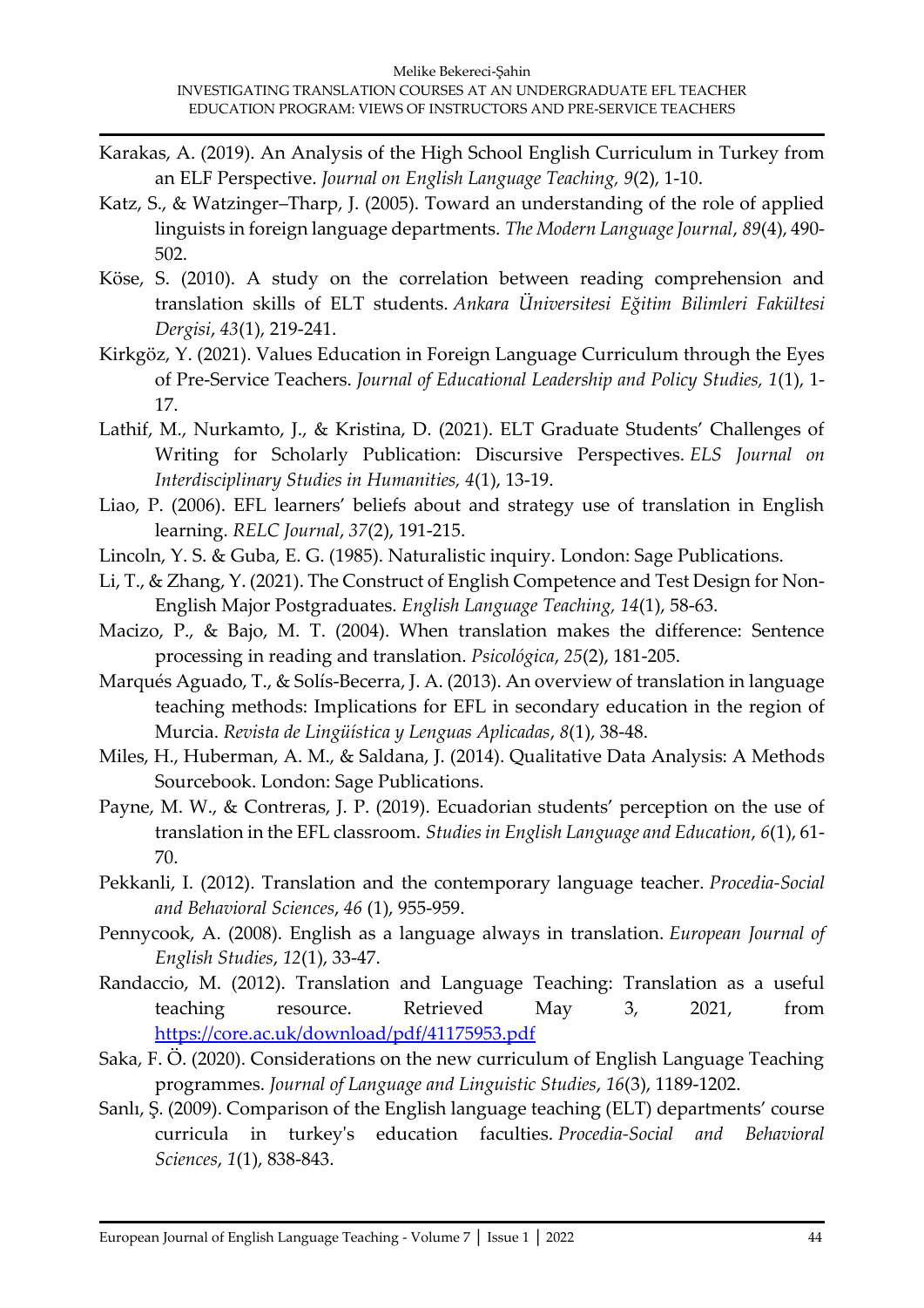Karakas, A. (2019). An Analysis of the High School English Curriculum in Turkey from an ELF Perspective. *Journal on English Language Teaching, 9*(2), 1-10.

Katz, S., & Watzinger–Tharp, J. (2005). Toward an understanding of the role of applied linguists in foreign language departments. *The Modern Language Journal*, *89*(4), 490-502.

Köse, S. (2010). A study on the correlation between reading comprehension and translation skills of ELT students. *Ankara Üniversitesi Eğitim Bilimleri Fakültesi Dergisi*, *43*(1), 219-241.

Kirkgöz, Y. (2021). Values Education in Foreign Language Curriculum through the Eyes of Pre-Service Teachers. *Journal of Educational Leadership and Policy Studies, 1*(1), 1-17.

Lathif, M., Nurkamto, J., & Kristina, D. (2021). ELT Graduate Students' Challenges of Writing for Scholarly Publication: Discursive Perspectives. *ELS Journal on Interdisciplinary Studies in Humanities, 4*(1), 13-19.

Liao, P. (2006). EFL learners' beliefs about and strategy use of translation in English learning. *RELC Journal*, *37*(2), 191-215.

Lincoln, Y. S. & Guba, E. G. (1985). Naturalistic inquiry. London: Sage Publications.

Li, T., & Zhang, Y. (2021). The Construct of English Competence and Test Design for Non-English Major Postgraduates. *English Language Teaching, 14*(1), 58-63.

Macizo, P., & Bajo, M. T. (2004). When translation makes the difference: Sentence processing in reading and translation. *Psicológica*, *25*(2), 181-205.

Marqués Aguado, T., & Solís-Becerra, J. A. (2013). An overview of translation in language teaching methods: Implications for EFL in secondary education in the region of Murcia. *Revista de Lingüística y Lenguas Aplicadas*, *8*(1), 38-48.

Miles, H., Huberman, A. M., & Saldana, J. (2014). Qualitative Data Analysis: A Methods Sourcebook. London: Sage Publications.

Payne, M. W., & Contreras, J. P. (2019). Ecuadorian students' perception on the use of translation in the EFL classroom. *Studies in English Language and Education*, *6*(1), 61-70.

Pekkanli, I. (2012). Translation and the contemporary language teacher. *Procedia-Social and Behavioral Sciences*, *46* (1), 955-959.

Pennycook, A. (2008). English as a language always in translation. *European Journal of English Studies*, *12*(1), 33-47.

Randaccio, M. (2012). Translation and Language Teaching: Translation as a useful teaching resource. Retrieved May 3, 2021, from https://core.ac.uk/download/pdf/41175953.pdf

Saka, F. Ö. (2020). Considerations on the new curriculum of English Language Teaching programmes. *Journal of Language and Linguistic Studies*, *16*(3), 1189-1202.

Sanlı, Ş. (2009). Comparison of the English language teaching (ELT) departments' course curricula in turkey's education faculties. *Procedia-Social and Behavioral Sciences*, *1*(1), 838-843.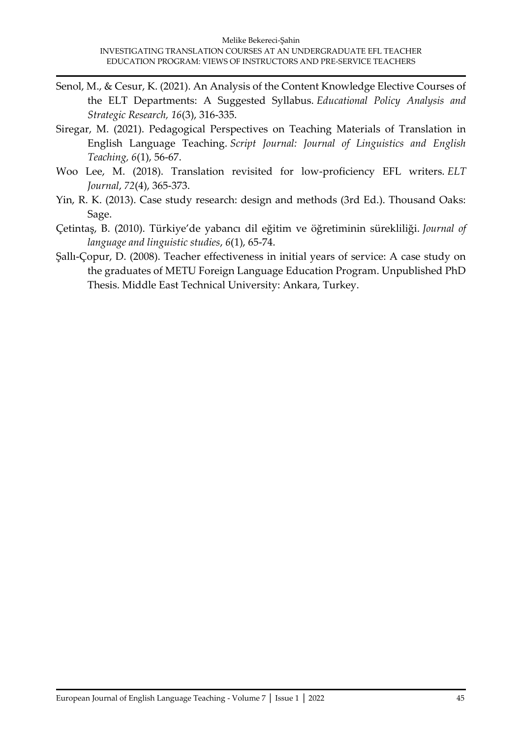Senol, M., & Cesur, K. (2021). An Analysis of the Content Knowledge Elective Courses of the ELT Departments: A Suggested Syllabus. *Educational Policy Analysis and Strategic Research, 16*(3), 316-335.

Siregar, M. (2021). Pedagogical Perspectives on Teaching Materials of Translation in English Language Teaching. *Script Journal: Journal of Linguistics and English Teaching, 6*(1), 56-67.

Woo Lee, M. (2018). Translation revisited for low-proficiency EFL writers. *ELT Journal*, *72*(4), 365-373.

Yin, R. K. (2013). Case study research: design and methods (3rd Ed.). Thousand Oaks: Sage.

Çetintaş, B. (2010). Türkiye'de yabancı dil eğitim ve öğretiminin sürekliliği. *Journal of language and linguistic studies*, *6*(1), 65-74.

Şallı-Çopur, D. (2008). Teacher effectiveness in initial years of service: A case study on the graduates of METU Foreign Language Education Program. Unpublished PhD Thesis. Middle East Technical University: Ankara, Turkey.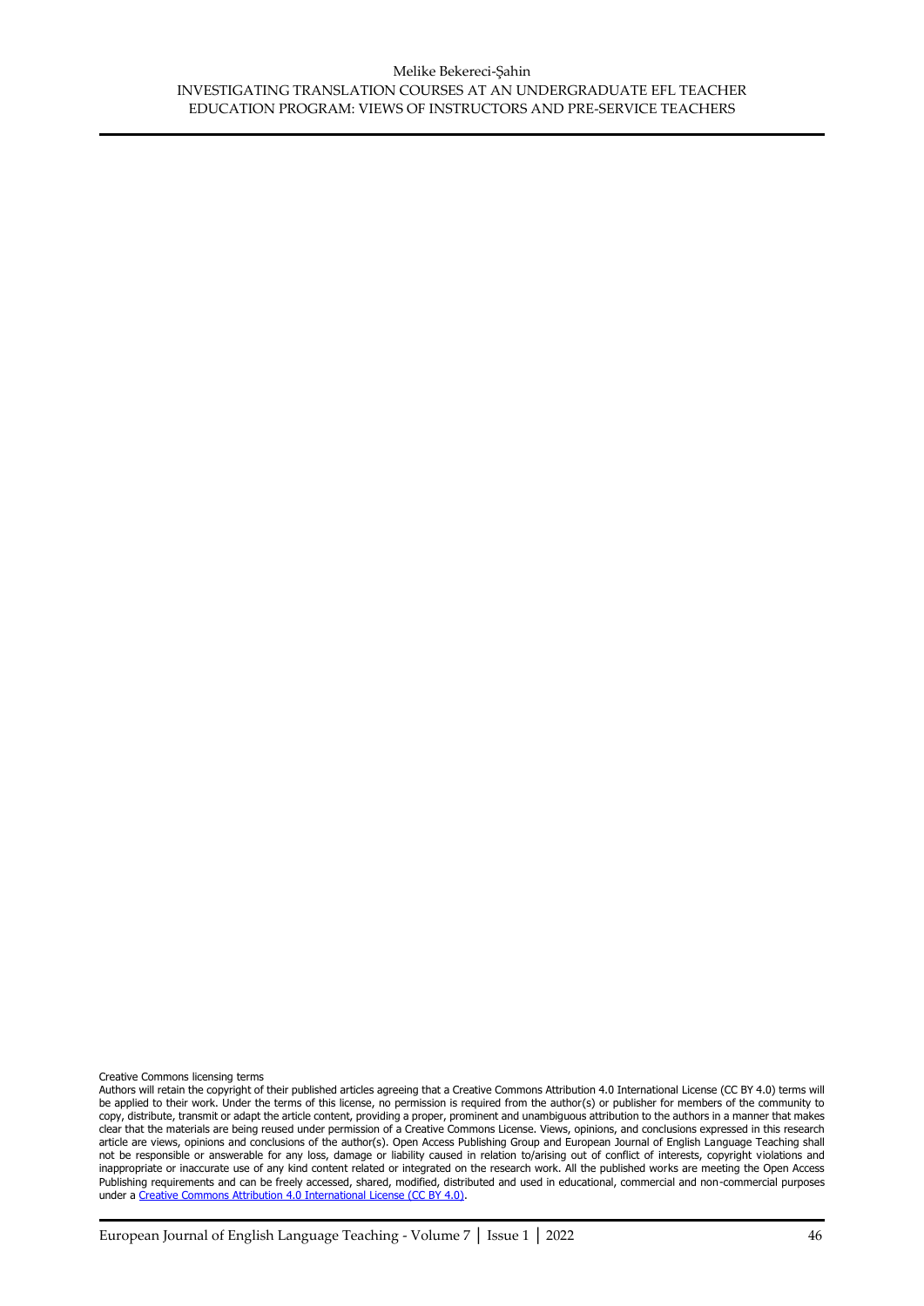Creative Commons licensing terms

Authors will retain the copyright of their published articles agreeing that a Creative Commons Attribution 4.0 International License (CC BY 4.0) terms will be applied to their work. Under the terms of this license, no permission is required from the author(s) or publisher for members of the community to copy, distribute, transmit or adapt the article content, providing a proper, prominent and unambiguous attribution to the authors in a manner that makes clear that the materials are being reused under permission of a Creative Commons License. Views, opinions, and conclusions expressed in this research article are views, opinions and conclusions of the author(s). Open Access Publishing Group and European Journal of English Language Teaching shall not be responsible or answerable for any loss, damage or liability caused in relation to/arising out of conflict of interests, copyright violations and inappropriate or inaccurate use of any kind content related or integrated on the research work. All the published works are meeting the Open Access Publishing requirements and can be freely accessed, shared, modified, distributed and used in educational, commercial and non-commercial purposes under a [Creative Commons Attribution 4.0 International License (CC BY 4.0)](https://creativecommons.org/licenses/by/4.0/).